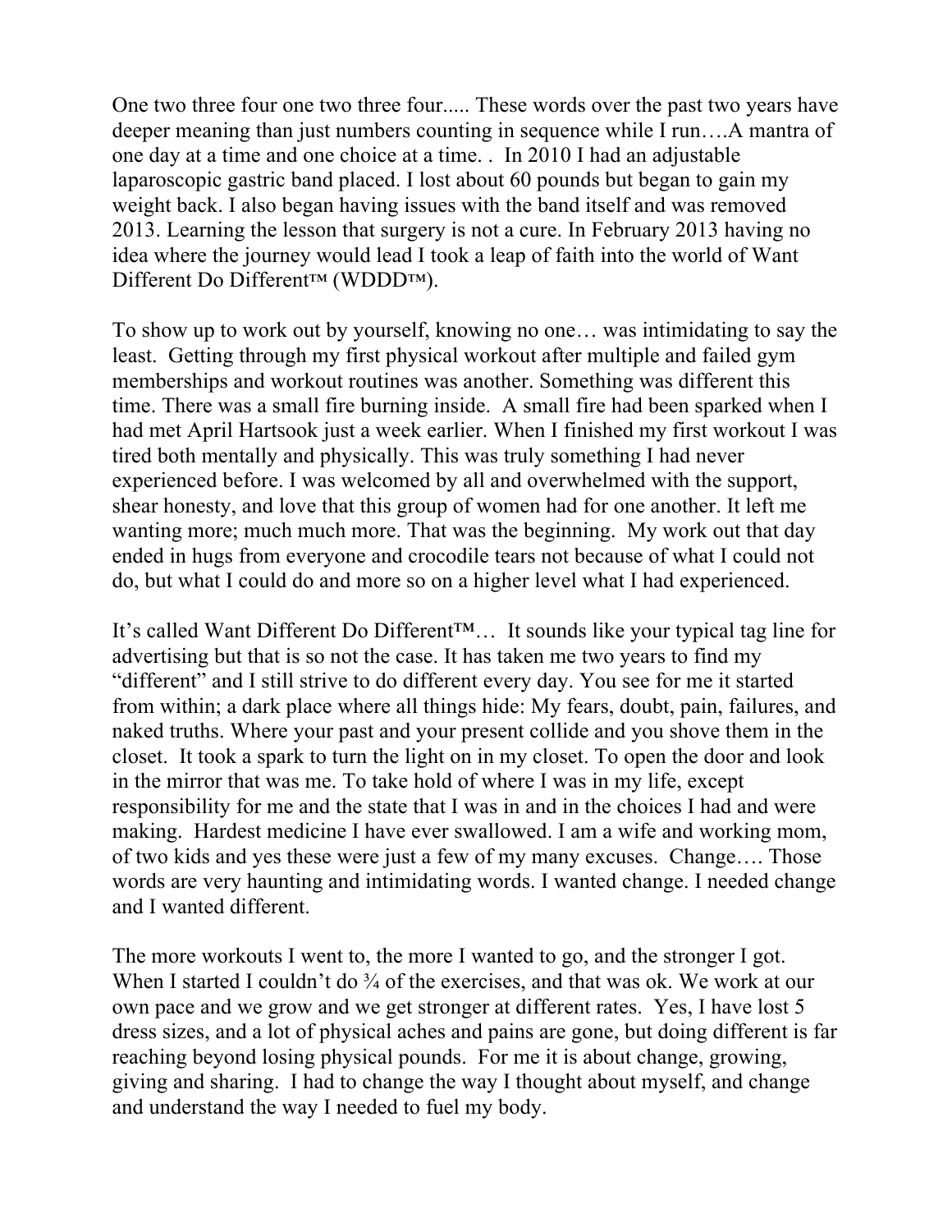One two three four one two three four..... These words over the past two years have deeper meaning than just numbers counting in sequence while I run….A mantra of one day at a time and one choice at a time. .  In 2010 I had an adjustable laparoscopic gastric band placed. I lost about 60 pounds but began to gain my weight back. I also began having issues with the band itself and was removed 2013. Learning the lesson that surgery is not a cure. In February 2013 having no idea where the journey would lead I took a leap of faith into the world of Want Different Do Different™ (WDDD™).

To show up to work out by yourself, knowing no one… was intimidating to say the least.  Getting through my first physical workout after multiple and failed gym memberships and workout routines was another. Something was different this time. There was a small fire burning inside.  A small fire had been sparked when I had met April Hartsook just a week earlier. When I finished my first workout I was tired both mentally and physically. This was truly something I had never experienced before. I was welcomed by all and overwhelmed with the support, shear honesty, and love that this group of women had for one another. It left me wanting more; much much more. That was the beginning.  My work out that day ended in hugs from everyone and crocodile tears not because of what I could not do, but what I could do and more so on a higher level what I had experienced.

It's called Want Different Do Different™…  It sounds like your typical tag line for advertising but that is so not the case. It has taken me two years to find my "different" and I still strive to do different every day. You see for me it started from within; a dark place where all things hide: My fears, doubt, pain, failures, and naked truths. Where your past and your present collide and you shove them in the closet.  It took a spark to turn the light on in my closet. To open the door and look in the mirror that was me. To take hold of where I was in my life, except responsibility for me and the state that I was in and in the choices I had and were making.  Hardest medicine I have ever swallowed. I am a wife and working mom, of two kids and yes these were just a few of my many excuses.  Change…. Those words are very haunting and intimidating words. I wanted change. I needed change and I wanted different.

The more workouts I went to, the more I wanted to go, and the stronger I got. When I started I couldn't do ¾ of the exercises, and that was ok. We work at our own pace and we grow and we get stronger at different rates.  Yes, I have lost 5 dress sizes, and a lot of physical aches and pains are gone, but doing different is far reaching beyond losing physical pounds.  For me it is about change, growing, giving and sharing.  I had to change the way I thought about myself, and change and understand the way I needed to fuel my body.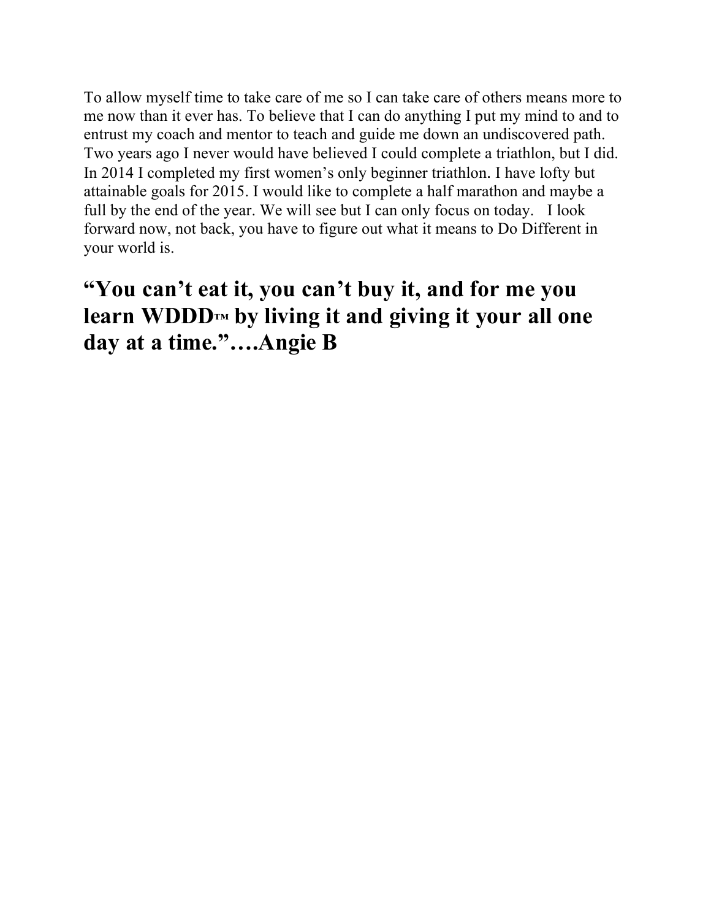To allow myself time to take care of me so I can take care of others means more to me now than it ever has. To believe that I can do anything I put my mind to and to entrust my coach and mentor to teach and guide me down an undiscovered path. Two years ago I never would have believed I could complete a triathlon, but I did. In 2014 I completed my first women's only beginner triathlon. I have lofty but attainable goals for 2015. I would like to complete a half marathon and maybe a full by the end of the year. We will see but I can only focus on today. I look forward now, not back, you have to figure out what it means to Do Different in your world is.

**"You can't eat it, you can't buy it, and for me you learn WDDD™ by living it and giving it your all one day at a time."….Angie B**